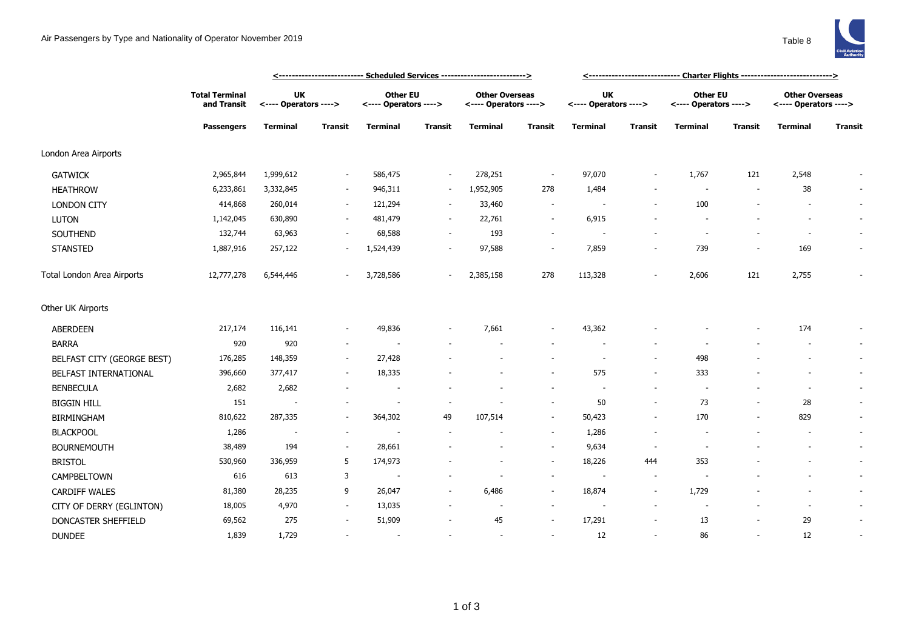# Air Passengers by Type and Nationality of Operator November 2019

Table 8

| | Total Terminal and Transit | Scheduled Services | | | | | | Charter Flights | | | | | |
|---|---|---|---|---|---|---|---|---|---|---|---|---|---|
| | | UK <---- Operators ----> | | Other EU <---- Operators ----> | | Other Overseas <---- Operators ----> | | UK <---- Operators ----> | | Other EU <---- Operators ----> | | Other Overseas <---- Operators ----> | |
| | Passengers | Terminal | Transit | Terminal | Transit | Terminal | Transit | Terminal | Transit | Terminal | Transit | Terminal | Transit |
| London Area Airports | | | | | | | | | | | | | |
| GATWICK | 2,965,844 | 1,999,612 | - | 586,475 | - | 278,251 | - | 97,070 | - | 1,767 | 121 | 2,548 | - |
| HEATHROW | 6,233,861 | 3,332,845 | - | 946,311 | - | 1,952,905 | 278 | 1,484 | - | - | - | 38 | - |
| LONDON CITY | 414,868 | 260,014 | - | 121,294 | - | 33,460 | - | - | - | 100 | - | - | - |
| LUTON | 1,142,045 | 630,890 | - | 481,479 | - | 22,761 | - | 6,915 | - | - | - | - | - |
| SOUTHEND | 132,744 | 63,963 | - | 68,588 | - | 193 | - | - | - | - | - | - | - |
| STANSTED | 1,887,916 | 257,122 | - | 1,524,439 | - | 97,588 | - | 7,859 | - | 739 | - | 169 | - |
| Total London Area Airports | 12,777,278 | 6,544,446 | - | 3,728,586 | - | 2,385,158 | 278 | 113,328 | - | 2,606 | 121 | 2,755 | - |
| Other UK Airports | | | | | | | | | | | | | |
| ABERDEEN | 217,174 | 116,141 | - | 49,836 | - | 7,661 | - | 43,362 | - | - | - | 174 | - |
| BARRA | 920 | 920 | - | - | - | - | - | - | - | - | - | - | - |
| BELFAST CITY (GEORGE BEST) | 176,285 | 148,359 | - | 27,428 | - | - | - | - | - | 498 | - | - | - |
| BELFAST INTERNATIONAL | 396,660 | 377,417 | - | 18,335 | - | - | - | 575 | - | 333 | - | - | - |
| BENBECULA | 2,682 | 2,682 | - | - | - | - | - | - | - | - | - | - | - |
| BIGGIN HILL | 151 | - | - | - | - | - | - | 50 | - | 73 | - | 28 | - |
| BIRMINGHAM | 810,622 | 287,335 | - | 364,302 | 49 | 107,514 | - | 50,423 | - | 170 | - | 829 | - |
| BLACKPOOL | 1,286 | - | - | - | - | - | - | 1,286 | - | - | - | - | - |
| BOURNEMOUTH | 38,489 | 194 | - | 28,661 | - | - | - | 9,634 | - | - | - | - | - |
| BRISTOL | 530,960 | 336,959 | 5 | 174,973 | - | - | - | 18,226 | 444 | 353 | - | - | - |
| CAMPBELTOWN | 616 | 613 | 3 | - | - | - | - | - | - | - | - | - | - |
| CARDIFF WALES | 81,380 | 28,235 | 9 | 26,047 | - | 6,486 | - | 18,874 | - | 1,729 | - | - | - |
| CITY OF DERRY (EGLINTON) | 18,005 | 4,970 | - | 13,035 | - | - | - | - | - | - | - | - | - |
| DONCASTER SHEFFIELD | 69,562 | 275 | - | 51,909 | - | 45 | - | 17,291 | - | 13 | - | 29 | - |
| DUNDEE | 1,839 | 1,729 | - | - | - | - | - | 12 | - | 86 | - | 12 | - |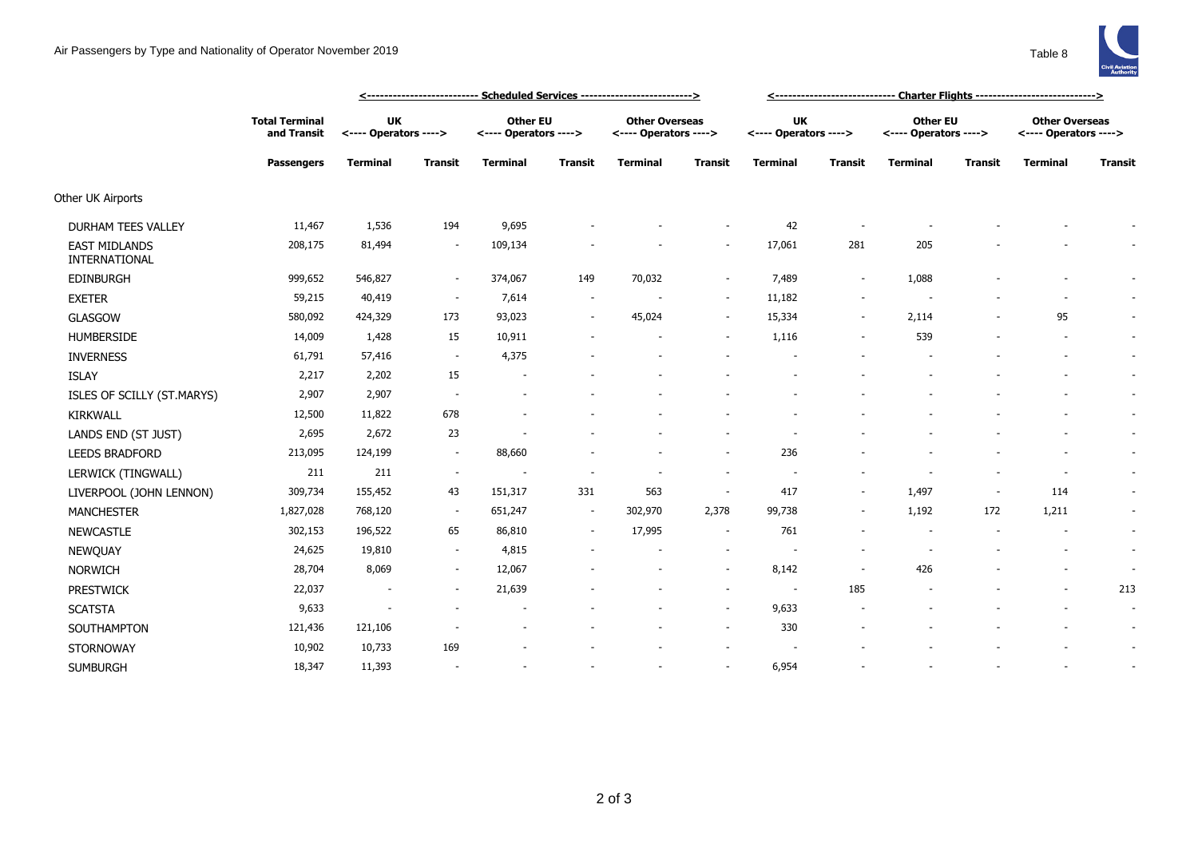# Air Passengers by Type and Nationality of Operator November 2019

Table 8

| | Total Terminal and Transit | Scheduled Services | | | | | | Charter Flights | | | | | |
|---|---|---|---|---|---|---|---|---|---|---|---|---|---|
| | | UK Operators | | Other EU Operators | | Other Overseas Operators | | UK Operators | | Other EU Operators | | Other Overseas Operators | |
| | **Passengers** | **Terminal** | **Transit** | **Terminal** | **Transit** | **Terminal** | **Transit** | **Terminal** | **Transit** | **Terminal** | **Transit** | **Terminal** | **Transit** |
| Other UK Airports | | | | | | | | | | | | | |
| DURHAM TEES VALLEY | 11,467 | 1,536 | 194 | 9,695 | - | - | - | 42 | - | - | - | - | - |
| EAST MIDLANDS INTERNATIONAL | 208,175 | 81,494 | - | 109,134 | - | - | - | 17,061 | 281 | 205 | - | - | - |
| EDINBURGH | 999,652 | 546,827 | - | 374,067 | 149 | 70,032 | - | 7,489 | - | 1,088 | - | - | - |
| EXETER | 59,215 | 40,419 | - | 7,614 | - | - | - | 11,182 | - | - | - | - | - |
| GLASGOW | 580,092 | 424,329 | 173 | 93,023 | - | 45,024 | - | 15,334 | - | 2,114 | - | 95 | - |
| HUMBERSIDE | 14,009 | 1,428 | 15 | 10,911 | - | - | - | 1,116 | - | 539 | - | - | - |
| INVERNESS | 61,791 | 57,416 | - | 4,375 | - | - | - | - | - | - | - | - | - |
| ISLAY | 2,217 | 2,202 | 15 | - | - | - | - | - | - | - | - | - | - |
| ISLES OF SCILLY (ST.MARYS) | 2,907 | 2,907 | - | - | - | - | - | - | - | - | - | - | - |
| KIRKWALL | 12,500 | 11,822 | 678 | - | - | - | - | - | - | - | - | - | - |
| LANDS END (ST JUST) | 2,695 | 2,672 | 23 | - | - | - | - | - | - | - | - | - | - |
| LEEDS BRADFORD | 213,095 | 124,199 | - | 88,660 | - | - | - | 236 | - | - | - | - | - |
| LERWICK (TINGWALL) | 211 | 211 | - | - | - | - | - | - | - | - | - | - | - |
| LIVERPOOL (JOHN LENNON) | 309,734 | 155,452 | 43 | 151,317 | 331 | 563 | - | 417 | - | 1,497 | - | 114 | - |
| MANCHESTER | 1,827,028 | 768,120 | - | 651,247 | - | 302,970 | 2,378 | 99,738 | - | 1,192 | 172 | 1,211 | - |
| NEWCASTLE | 302,153 | 196,522 | 65 | 86,810 | - | 17,995 | - | 761 | - | - | - | - | - |
| NEWQUAY | 24,625 | 19,810 | - | 4,815 | - | - | - | - | - | - | - | - | - |
| NORWICH | 28,704 | 8,069 | - | 12,067 | - | - | - | 8,142 | - | 426 | - | - | - |
| PRESTWICK | 22,037 | - | - | 21,639 | - | - | - | - | 185 | - | - | - | 213 |
| SCATSTA | 9,633 | - | - | - | - | - | - | 9,633 | - | - | - | - | - |
| SOUTHAMPTON | 121,436 | 121,106 | - | - | - | - | - | 330 | - | - | - | - | - |
| STORNOWAY | 10,902 | 10,733 | 169 | - | - | - | - | - | - | - | - | - | - |
| SUMBURGH | 18,347 | 11,393 | - | - | - | - | - | 6,954 | - | - | - | - | - |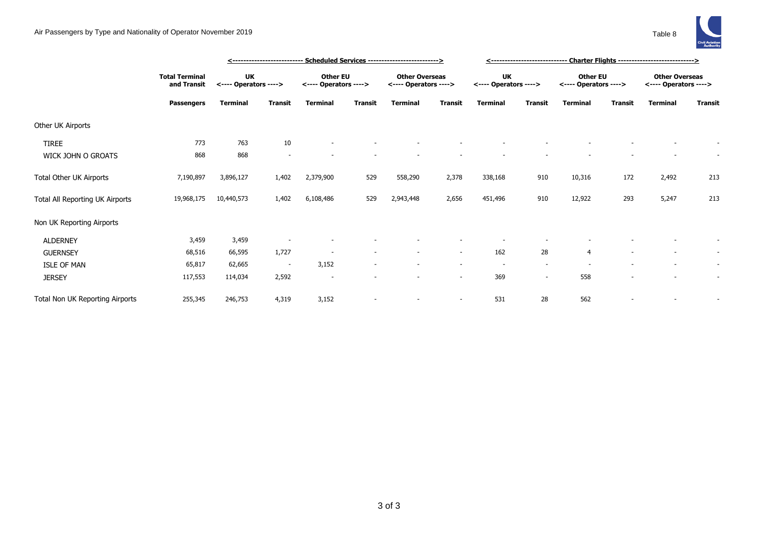Air Passengers by Type and Nationality of Operator November 2019

Table 8

| | Total Terminal and Transit | Scheduled Services | | | | | | Charter Flights | | | | | |
|---|---|---|---|---|---|---|---|---|---|---|---|---|---|
| | | UK Operators | | Other EU Operators | | Other Overseas Operators | | UK Operators | | Other EU Operators | | Other Overseas Operators | |
| | Passengers | Terminal | Transit | Terminal | Transit | Terminal | Transit | Terminal | Transit | Terminal | Transit | Terminal | Transit |
| Other UK Airports | | | | | | | | | | | | | |
| TIREE | 773 | 763 | 10 | - | - | - | - | - | - | - | - | - | - |
| WICK JOHN O GROATS | 868 | 868 | - | - | - | - | - | - | - | - | - | - | - |
| Total Other UK Airports | 7,190,897 | 3,896,127 | 1,402 | 2,379,900 | 529 | 558,290 | 2,378 | 338,168 | 910 | 10,316 | 172 | 2,492 | 213 |
| Total All Reporting UK Airports | 19,968,175 | 10,440,573 | 1,402 | 6,108,486 | 529 | 2,943,448 | 2,656 | 451,496 | 910 | 12,922 | 293 | 5,247 | 213 |
| Non UK Reporting Airports | | | | | | | | | | | | | |
| ALDERNEY | 3,459 | 3,459 | - | - | - | - | - | - | - | - | - | - | - |
| GUERNSEY | 68,516 | 66,595 | 1,727 | - | - | - | - | 162 | 28 | 4 | - | - | - |
| ISLE OF MAN | 65,817 | 62,665 | - | 3,152 | - | - | - | - | - | - | - | - | - |
| JERSEY | 117,553 | 114,034 | 2,592 | - | - | - | - | 369 | - | 558 | - | - | - |
| Total Non UK Reporting Airports | 255,345 | 246,753 | 4,319 | 3,152 | - | - | - | 531 | 28 | 562 | - | - | - |